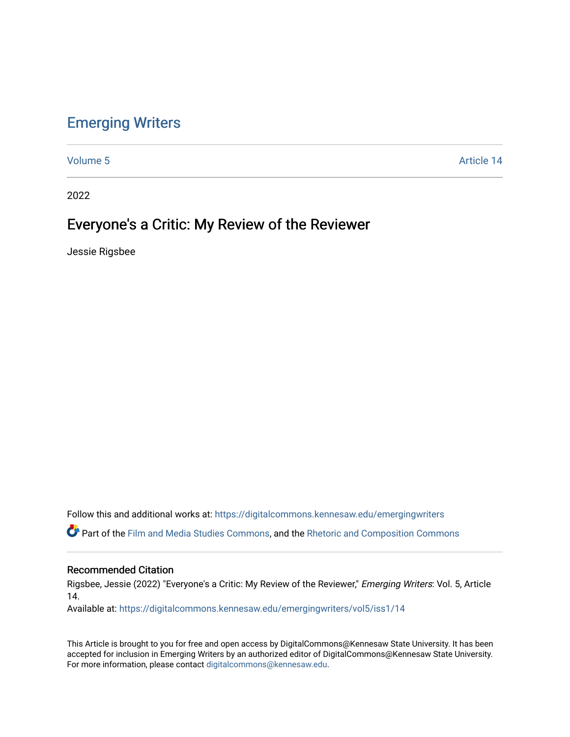# Emerging Writers

Volume 5 Article 14

2022

## Everyone's a Critic: My Review of the Reviewer

Jessie Rigsbee

Follow this and additional works at: https://digitalcommons.kennesaw.edu/emergingwriters

Part of the Film and Media Studies Commons, and the Rhetoric and Composition Commons

### Recommended Citation

Rigsbee, Jessie (2022) "Everyone's a Critic: My Review of the Reviewer," *Emerging Writers*: Vol. 5, Article 14.

Available at: https://digitalcommons.kennesaw.edu/emergingwriters/vol5/iss1/14

This Article is brought to you for free and open access by DigitalCommons@Kennesaw State University. It has been accepted for inclusion in Emerging Writers by an authorized editor of DigitalCommons@Kennesaw State University. For more information, please contact digitalcommons@kennesaw.edu.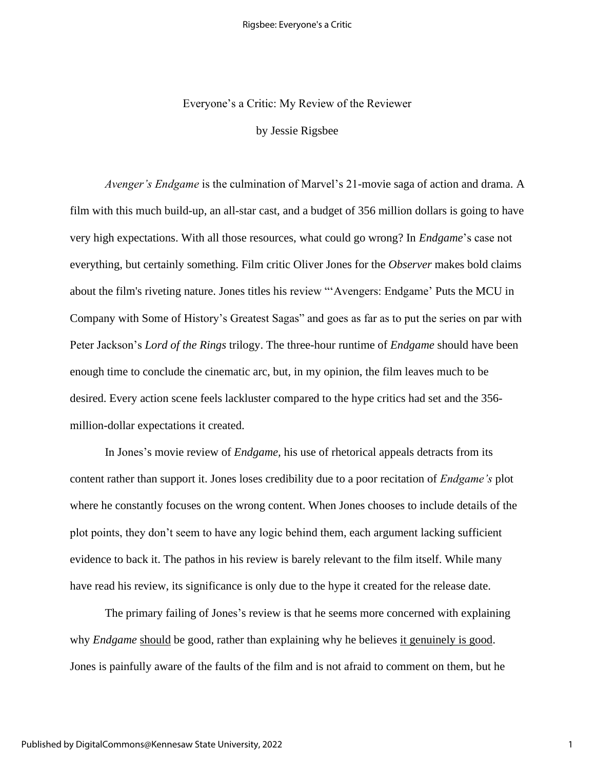Everyone's a Critic: My Review of the Reviewer

by Jessie Rigsbee

*Avenger's Endgame* is the culmination of Marvel's 21-movie saga of action and drama. A film with this much build-up, an all-star cast, and a budget of 356 million dollars is going to have very high expectations. With all those resources, what could go wrong? In *Endgame*'s case not everything, but certainly something. Film critic Oliver Jones for the *Observer* makes bold claims about the film's riveting nature. Jones titles his review "'Avengers: Endgame' Puts the MCU in Company with Some of History's Greatest Sagas" and goes as far as to put the series on par with Peter Jackson's *Lord of the Rings* trilogy. The three-hour runtime of *Endgame* should have been enough time to conclude the cinematic arc, but, in my opinion, the film leaves much to be desired. Every action scene feels lackluster compared to the hype critics had set and the 356-million-dollar expectations it created.

In Jones's movie review of *Endgame*, his use of rhetorical appeals detracts from its content rather than support it. Jones loses credibility due to a poor recitation of *Endgame's* plot where he constantly focuses on the wrong content. When Jones chooses to include details of the plot points, they don't seem to have any logic behind them, each argument lacking sufficient evidence to back it. The pathos in his review is barely relevant to the film itself. While many have read his review, its significance is only due to the hype it created for the release date.

The primary failing of Jones's review is that he seems more concerned with explaining why *Endgame* <u>should</u> be good, rather than explaining why he believes <u>it genuinely is good</u>. Jones is painfully aware of the faults of the film and is not afraid to comment on them, but he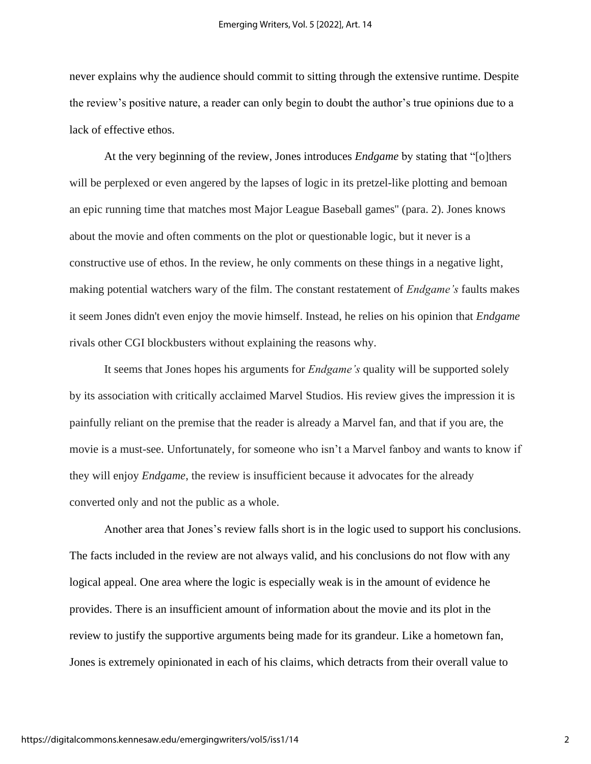never explains why the audience should commit to sitting through the extensive runtime. Despite the review's positive nature, a reader can only begin to doubt the author's true opinions due to a lack of effective ethos.

At the very beginning of the review, Jones introduces *Endgame* by stating that "[o]thers will be perplexed or even angered by the lapses of logic in its pretzel-like plotting and bemoan an epic running time that matches most Major League Baseball games" (para. 2). Jones knows about the movie and often comments on the plot or questionable logic, but it never is a constructive use of ethos. In the review, he only comments on these things in a negative light, making potential watchers wary of the film. The constant restatement of *Endgame's* faults makes it seem Jones didn't even enjoy the movie himself. Instead, he relies on his opinion that *Endgame* rivals other CGI blockbusters without explaining the reasons why.

It seems that Jones hopes his arguments for *Endgame's* quality will be supported solely by its association with critically acclaimed Marvel Studios. His review gives the impression it is painfully reliant on the premise that the reader is already a Marvel fan, and that if you are, the movie is a must-see. Unfortunately, for someone who isn't a Marvel fanboy and wants to know if they will enjoy *Endgame*, the review is insufficient because it advocates for the already converted only and not the public as a whole.

Another area that Jones's review falls short is in the logic used to support his conclusions. The facts included in the review are not always valid, and his conclusions do not flow with any logical appeal. One area where the logic is especially weak is in the amount of evidence he provides. There is an insufficient amount of information about the movie and its plot in the review to justify the supportive arguments being made for its grandeur. Like a hometown fan, Jones is extremely opinionated in each of his claims, which detracts from their overall value to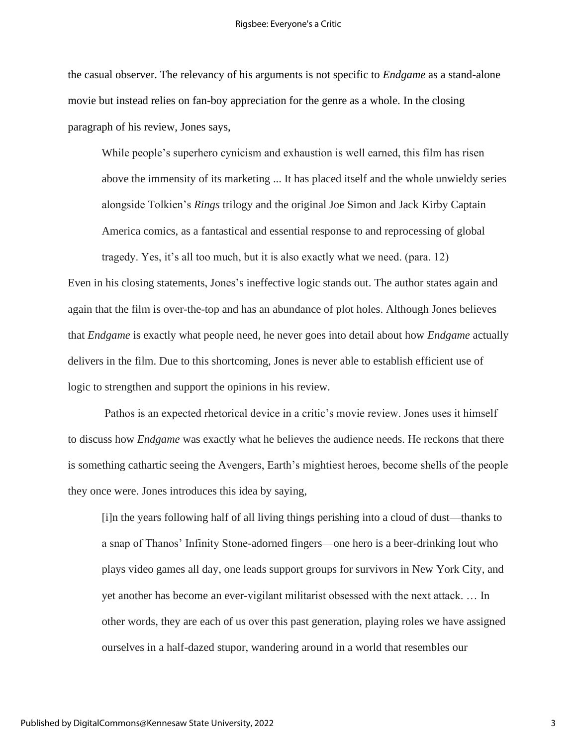the casual observer. The relevancy of his arguments is not specific to *Endgame* as a stand-alone movie but instead relies on fan-boy appreciation for the genre as a whole. In the closing paragraph of his review, Jones says,

> While people's superhero cynicism and exhaustion is well earned, this film has risen above the immensity of its marketing ... It has placed itself and the whole unwieldy series alongside Tolkien's *Rings* trilogy and the original Joe Simon and Jack Kirby Captain America comics, as a fantastical and essential response to and reprocessing of global tragedy. Yes, it's all too much, but it is also exactly what we need. (para. 12)

Even in his closing statements, Jones's ineffective logic stands out. The author states again and again that the film is over-the-top and has an abundance of plot holes. Although Jones believes that *Endgame* is exactly what people need, he never goes into detail about how *Endgame* actually delivers in the film. Due to this shortcoming, Jones is never able to establish efficient use of logic to strengthen and support the opinions in his review.

Pathos is an expected rhetorical device in a critic's movie review. Jones uses it himself to discuss how *Endgame* was exactly what he believes the audience needs. He reckons that there is something cathartic seeing the Avengers, Earth's mightiest heroes, become shells of the people they once were. Jones introduces this idea by saying,

> [i]n the years following half of all living things perishing into a cloud of dust—thanks to a snap of Thanos' Infinity Stone-adorned fingers—one hero is a beer-drinking lout who plays video games all day, one leads support groups for survivors in New York City, and yet another has become an ever-vigilant militarist obsessed with the next attack. … In other words, they are each of us over this past generation, playing roles we have assigned ourselves in a half-dazed stupor, wandering around in a world that resembles our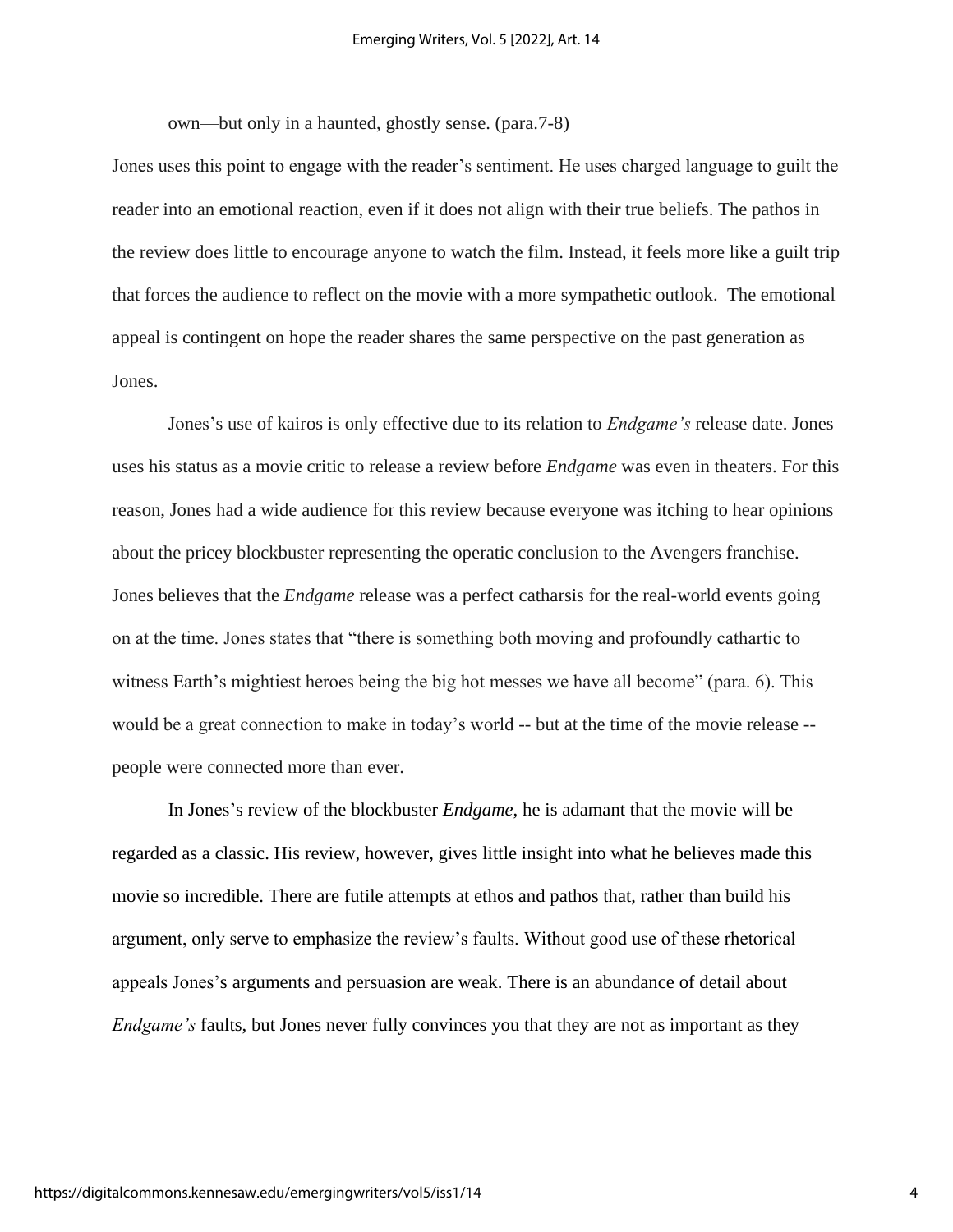own—but only in a haunted, ghostly sense. (para.7-8)

Jones uses this point to engage with the reader's sentiment. He uses charged language to guilt the reader into an emotional reaction, even if it does not align with their true beliefs. The pathos in the review does little to encourage anyone to watch the film. Instead, it feels more like a guilt trip that forces the audience to reflect on the movie with a more sympathetic outlook. The emotional appeal is contingent on hope the reader shares the same perspective on the past generation as Jones.

Jones's use of kairos is only effective due to its relation to *Endgame's* release date. Jones uses his status as a movie critic to release a review before *Endgame* was even in theaters. For this reason, Jones had a wide audience for this review because everyone was itching to hear opinions about the pricey blockbuster representing the operatic conclusion to the Avengers franchise. Jones believes that the *Endgame* release was a perfect catharsis for the real-world events going on at the time. Jones states that "there is something both moving and profoundly cathartic to witness Earth's mightiest heroes being the big hot messes we have all become" (para. 6). This would be a great connection to make in today's world -- but at the time of the movie release -- people were connected more than ever.

In Jones's review of the blockbuster *Endgame*, he is adamant that the movie will be regarded as a classic. His review, however, gives little insight into what he believes made this movie so incredible. There are futile attempts at ethos and pathos that, rather than build his argument, only serve to emphasize the review's faults. Without good use of these rhetorical appeals Jones's arguments and persuasion are weak. There is an abundance of detail about *Endgame's* faults, but Jones never fully convinces you that they are not as important as they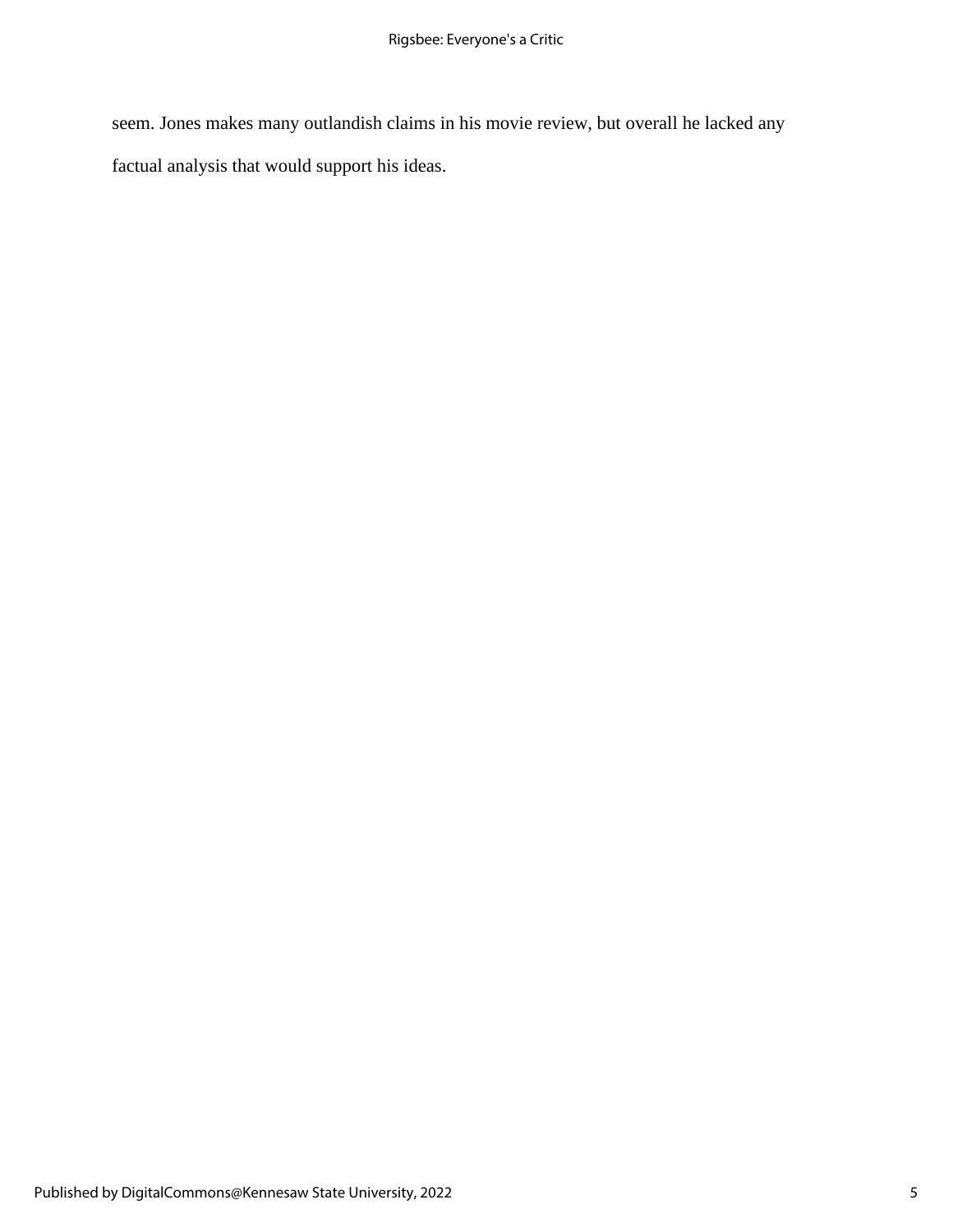seem. Jones makes many outlandish claims in his movie review, but overall he lacked any factual analysis that would support his ideas.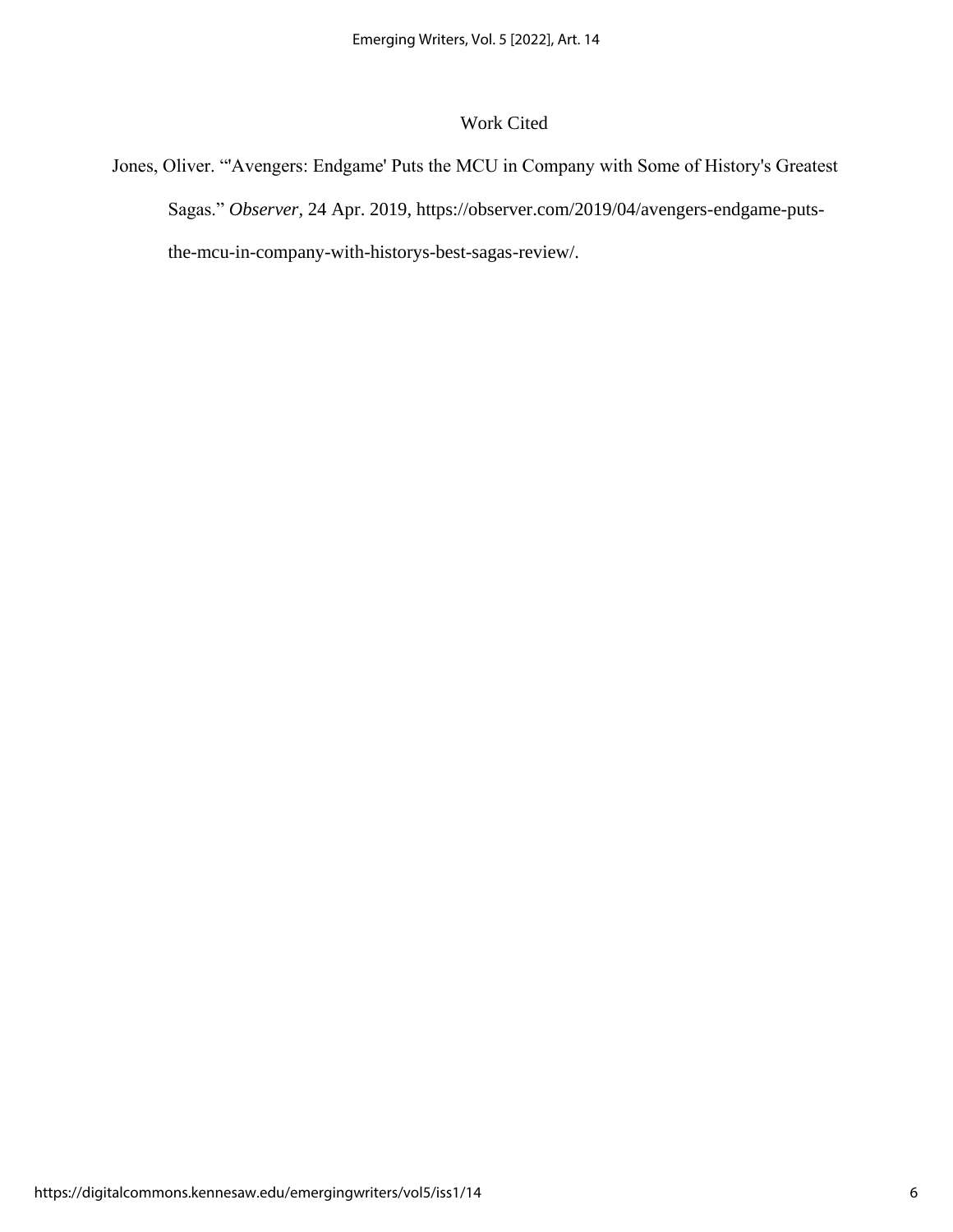# Work Cited

Jones, Oliver. "'Avengers: Endgame' Puts the MCU in Company with Some of History's Greatest Sagas." *Observer*, 24 Apr. 2019, https://observer.com/2019/04/avengers-endgame-puts-the-mcu-in-company-with-historys-best-sagas-review/.